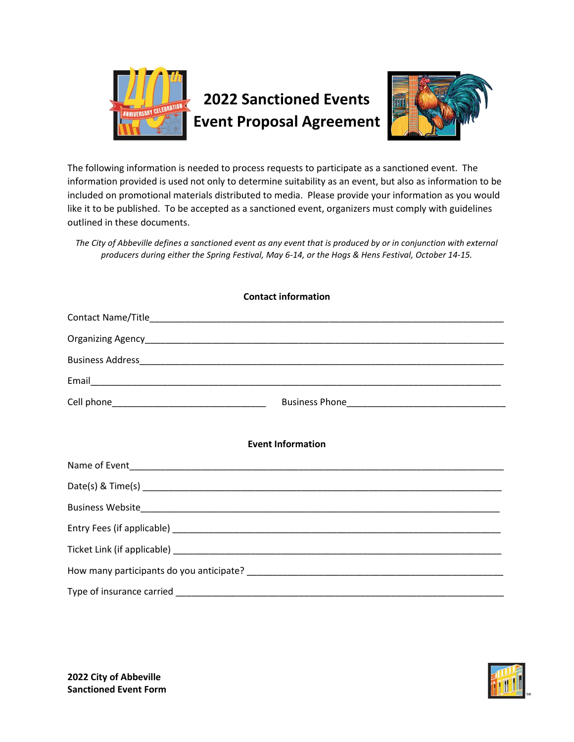# 2022 Sanctioned Events Event Proposal Agreement

The following information is needed to process requests to participate as a sanctioned event. The information provided is used not only to determine suitability as an event, but also as information to be included on promotional materials distributed to media. Please provide your information as you would like it to be published. To be accepted as a sanctioned event, organizers must comply with guidelines outlined in these documents.

*The City of Abbeville defines a sanctioned event as any event that is produced by or in conjunction with external producers during either the Spring Festival, May 6-14, or the Hogs & Hens Festival, October 14-15.*

**Contact information**

Contact Name/Title_______________________________________________________________________

Organizing Agency_______________________________________________________________________

Business Address_______________________________________________________________________

Email___________________________________________________________________________________

Cell phone______________________________ Business Phone______________________________

**Event Information**

Name of Event___________________________________________________________________________

Date(s) & Time(s) _______________________________________________________________________

Business Website________________________________________________________________________

Entry Fees (if applicable) ________________________________________________________________

Ticket Link (if applicable) ________________________________________________________________

How many participants do you anticipate? __________________________________________________

Type of insurance carried _________________________________________________________________

**2022 City of Abbeville**
**Sanctioned Event Form**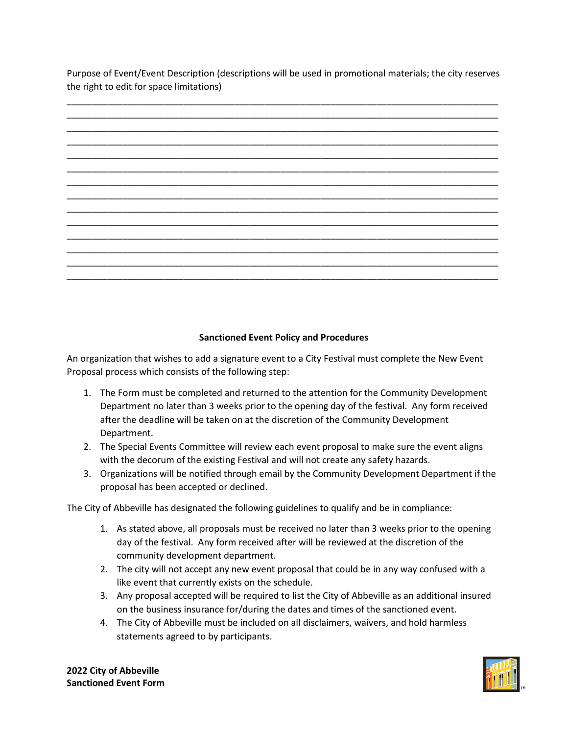Purpose of Event/Event Description (descriptions will be used in promotional materials; the city reserves the right to edit for space limitations)

\_\_\_\_\_\_\_\_\_\_\_\_\_\_\_\_\_\_\_\_\_\_\_\_\_\_\_\_\_\_\_\_\_\_\_\_\_\_\_\_\_\_\_\_\_\_\_\_\_\_\_\_\_\_\_\_\_\_\_\_\_\_\_\_\_\_\_\_\_\_\_\_\_\_\_\_\_\_\_\_\_\_\_\_\_\_\_\_
\_\_\_\_\_\_\_\_\_\_\_\_\_\_\_\_\_\_\_\_\_\_\_\_\_\_\_\_\_\_\_\_\_\_\_\_\_\_\_\_\_\_\_\_\_\_\_\_\_\_\_\_\_\_\_\_\_\_\_\_\_\_\_\_\_\_\_\_\_\_\_\_\_\_\_\_\_\_\_\_\_\_\_\_\_\_\_\_
\_\_\_\_\_\_\_\_\_\_\_\_\_\_\_\_\_\_\_\_\_\_\_\_\_\_\_\_\_\_\_\_\_\_\_\_\_\_\_\_\_\_\_\_\_\_\_\_\_\_\_\_\_\_\_\_\_\_\_\_\_\_\_\_\_\_\_\_\_\_\_\_\_\_\_\_\_\_\_\_\_\_\_\_\_\_\_\_
\_\_\_\_\_\_\_\_\_\_\_\_\_\_\_\_\_\_\_\_\_\_\_\_\_\_\_\_\_\_\_\_\_\_\_\_\_\_\_\_\_\_\_\_\_\_\_\_\_\_\_\_\_\_\_\_\_\_\_\_\_\_\_\_\_\_\_\_\_\_\_\_\_\_\_\_\_\_\_\_\_\_\_\_\_\_\_\_

**Sanctioned Event Policy and Procedures**

An organization that wishes to add a signature event to a City Festival must complete the New Event Proposal process which consists of the following step:

1. The Form must be completed and returned to the attention for the Community Development Department no later than 3 weeks prior to the opening day of the festival. Any form received after the deadline will be taken on at the discretion of the Community Development Department.
2. The Special Events Committee will review each event proposal to make sure the event aligns with the decorum of the existing Festival and will not create any safety hazards.
3. Organizations will be notified through email by the Community Development Department if the proposal has been accepted or declined.

The City of Abbeville has designated the following guidelines to qualify and be in compliance:

1. As stated above, all proposals must be received no later than 3 weeks prior to the opening day of the festival. Any form received after will be reviewed at the discretion of the community development department.
2. The city will not accept any new event proposal that could be in any way confused with a like event that currently exists on the schedule.
3. Any proposal accepted will be required to list the City of Abbeville as an additional insured on the business insurance for/during the dates and times of the sanctioned event.
4. The City of Abbeville must be included on all disclaimers, waivers, and hold harmless statements agreed to by participants.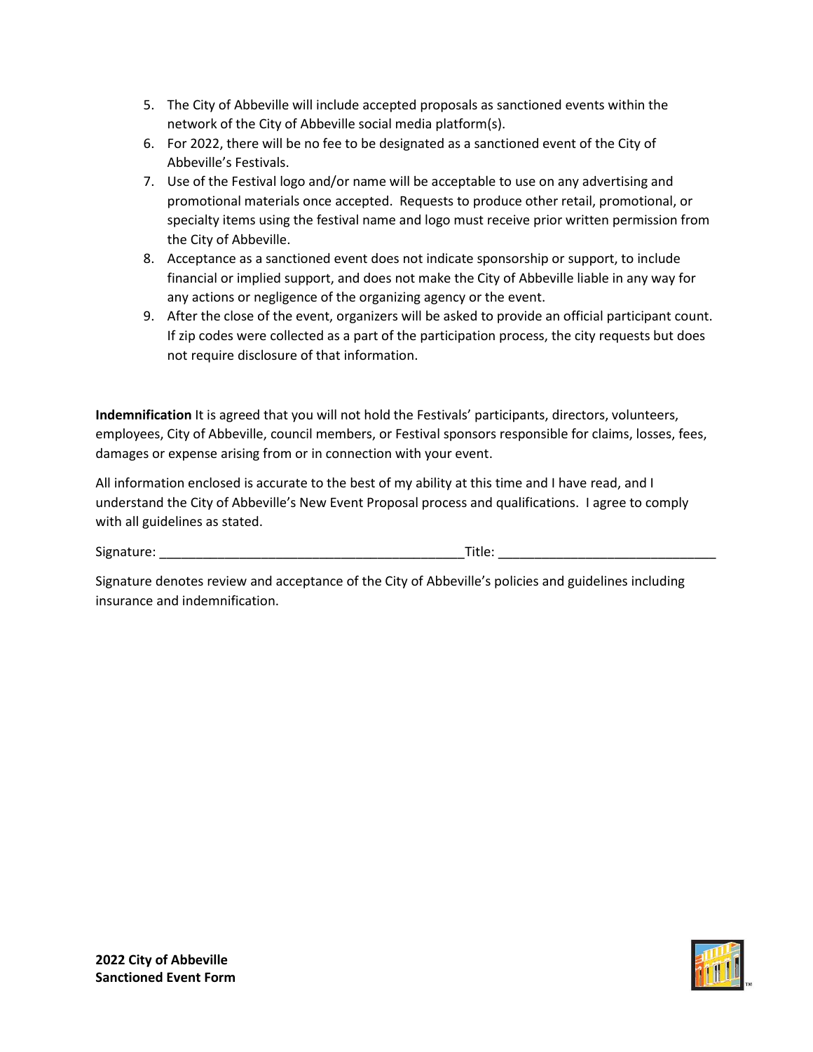5. The City of Abbeville will include accepted proposals as sanctioned events within the network of the City of Abbeville social media platform(s).
6. For 2022, there will be no fee to be designated as a sanctioned event of the City of Abbeville's Festivals.
7. Use of the Festival logo and/or name will be acceptable to use on any advertising and promotional materials once accepted. Requests to produce other retail, promotional, or specialty items using the festival name and logo must receive prior written permission from the City of Abbeville.
8. Acceptance as a sanctioned event does not indicate sponsorship or support, to include financial or implied support, and does not make the City of Abbeville liable in any way for any actions or negligence of the organizing agency or the event.
9. After the close of the event, organizers will be asked to provide an official participant count. If zip codes were collected as a part of the participation process, the city requests but does not require disclosure of that information.

**Indemnification** It is agreed that you will not hold the Festivals' participants, directors, volunteers, employees, City of Abbeville, council members, or Festival sponsors responsible for claims, losses, fees, damages or expense arising from or in connection with your event.

All information enclosed is accurate to the best of my ability at this time and I have read, and I understand the City of Abbeville's New Event Proposal process and qualifications. I agree to comply with all guidelines as stated.

Signature: ________________________________________Title: ______________________________

Signature denotes review and acceptance of the City of Abbeville's policies and guidelines including insurance and indemnification.

**2022 City of Abbeville**
**Sanctioned Event Form**